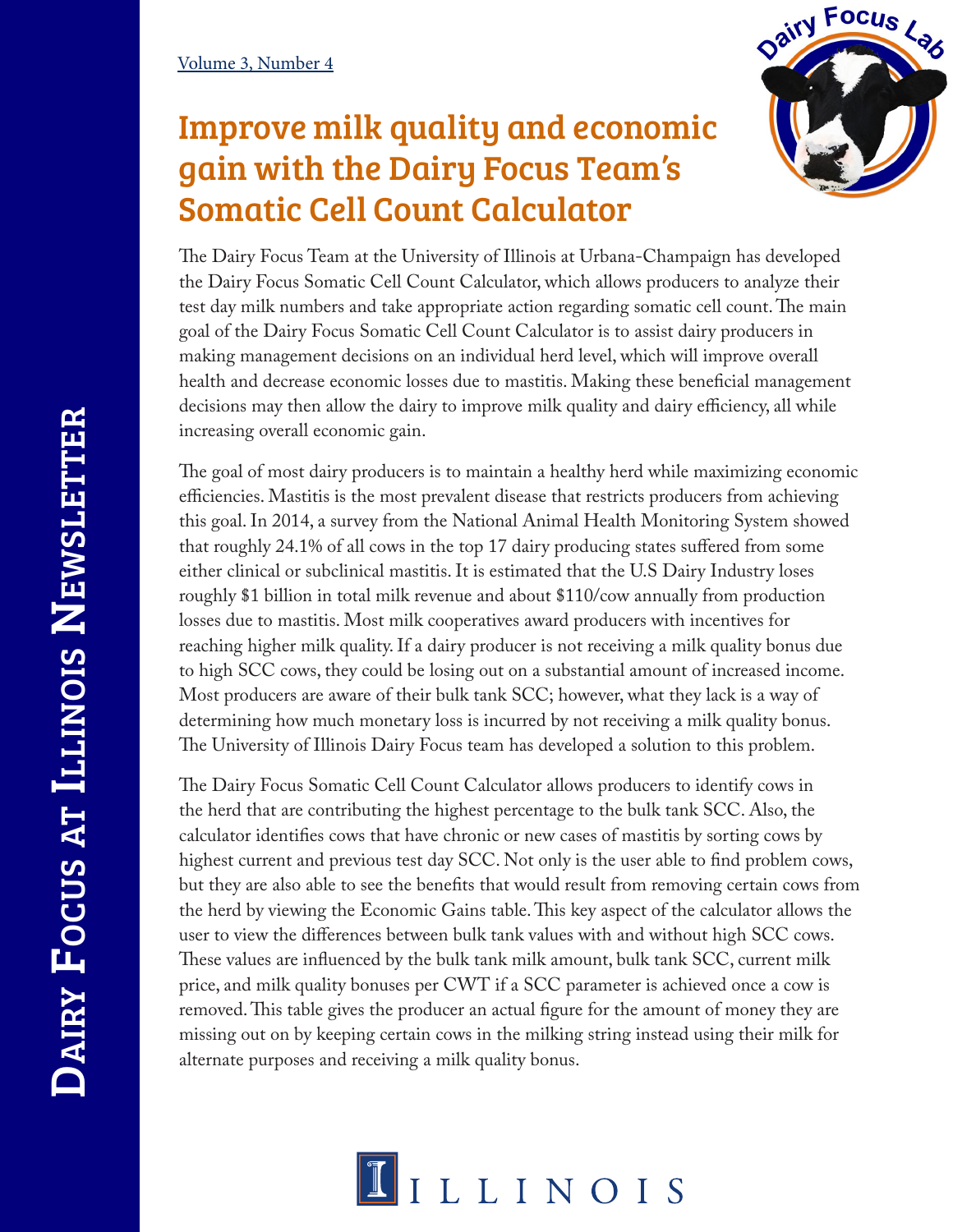# Improve milk quality and economic gain with the Dairy Focus Team's Somatic Cell Count Calculator

The Dairy Focus Team at the University of Illinois at Urbana-Champaign has developed the Dairy Focus Somatic Cell Count Calculator, which allows producers to analyze their test day milk numbers and take appropriate action regarding somatic cell count. The main goal of the Dairy Focus Somatic Cell Count Calculator is to assist dairy producers in making management decisions on an individual herd level, which will improve overall health and decrease economic losses due to mastitis. Making these beneficial management decisions may then allow the dairy to improve milk quality and dairy efficiency, all while increasing overall economic gain.

The goal of most dairy producers is to maintain a healthy herd while maximizing economic efficiencies. Mastitis is the most prevalent disease that restricts producers from achieving this goal. In 2014, a survey from the National Animal Health Monitoring System showed that roughly 24.1% of all cows in the top 17 dairy producing states suffered from some either clinical or subclinical mastitis. It is estimated that the U.S Dairy Industry loses roughly $1 billion in total milk revenue and about $110/cow annually from production losses due to mastitis. Most milk cooperatives award producers with incentives for reaching higher milk quality. If a dairy producer is not receiving a milk quality bonus due to high SCC cows, they could be losing out on a substantial amount of increased income. Most producers are aware of their bulk tank SCC; however, what they lack is a way of determining how much monetary loss is incurred by not receiving a milk quality bonus. The University of Illinois Dairy Focus team has developed a solution to this problem.

The Dairy Focus Somatic Cell Count Calculator allows producers to identify cows in the herd that are contributing the highest percentage to the bulk tank SCC. Also, the calculator identifies cows that have chronic or new cases of mastitis by sorting cows by highest current and previous test day SCC. Not only is the user able to find problem cows, but they are also able to see the benefits that would result from removing certain cows from the herd by viewing the Economic Gains table. This key aspect of the calculator allows the user to view the differences between bulk tank values with and without high SCC cows. These values are influenced by the bulk tank milk amount, bulk tank SCC, current milk price, and milk quality bonuses per CWT if a SCC parameter is achieved once a cow is removed. This table gives the producer an actual figure for the amount of money they are missing out on by keeping certain cows in the milking string instead using their milk for alternate purposes and receiving a milk quality bonus.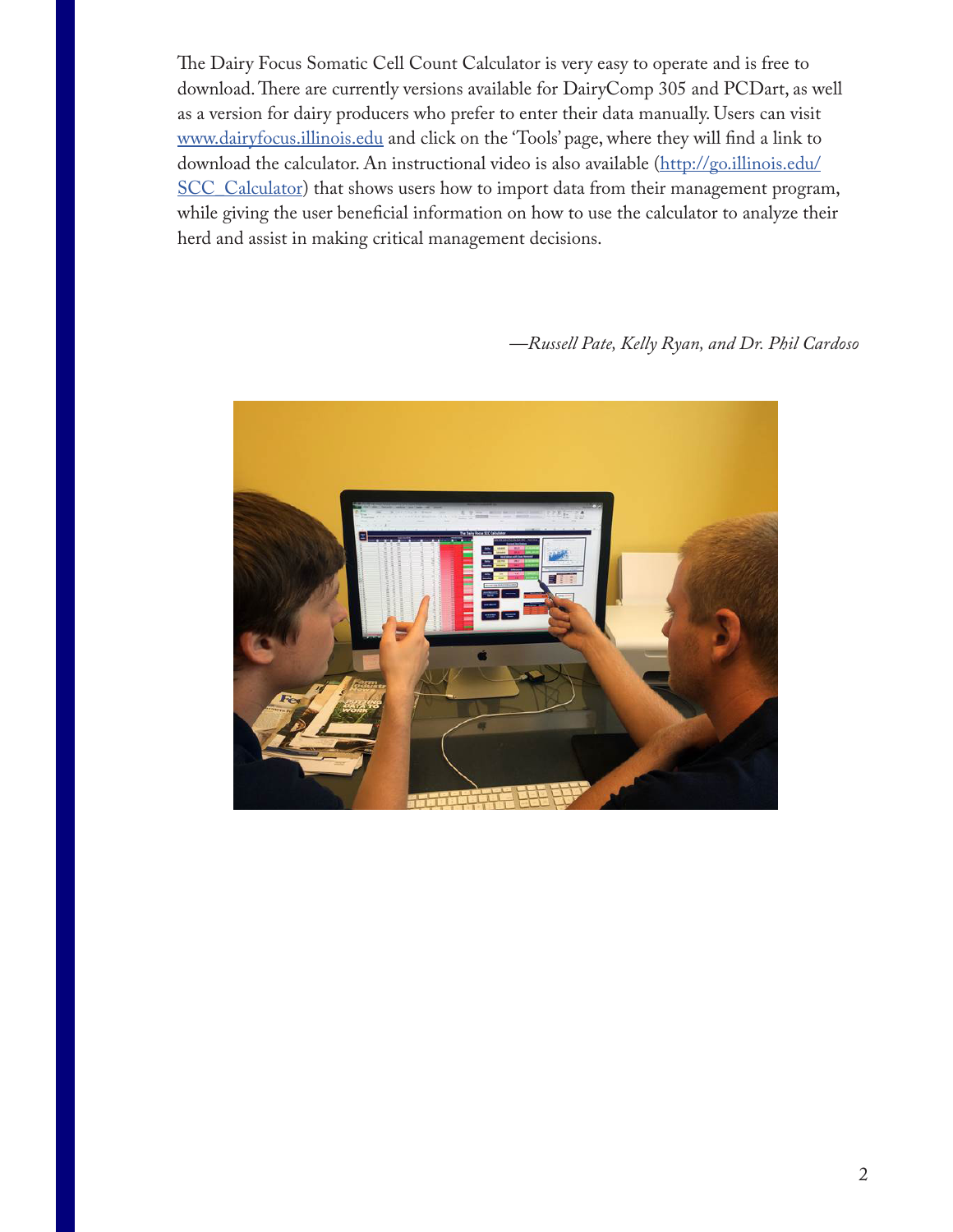The Dairy Focus Somatic Cell Count Calculator is very easy to operate and is free to download. There are currently versions available for DairyComp 305 and PCDart, as well as a version for dairy producers who prefer to enter their data manually. Users can visit [www.dairyfocus.illinois.edu](http://www.dairyfocus.illinois.edu) and click on the 'Tools' page, where they will find a link to download the calculator. An instructional video is also available ([http://go.illinois.edu/SCC_Calculator](http://go.illinois.edu/SCC_Calculator)) that shows users how to import data from their management program, while giving the user beneficial information on how to use the calculator to analyze their herd and assist in making critical management decisions.

*—Russell Pate, Kelly Ryan, and Dr. Phil Cardoso*